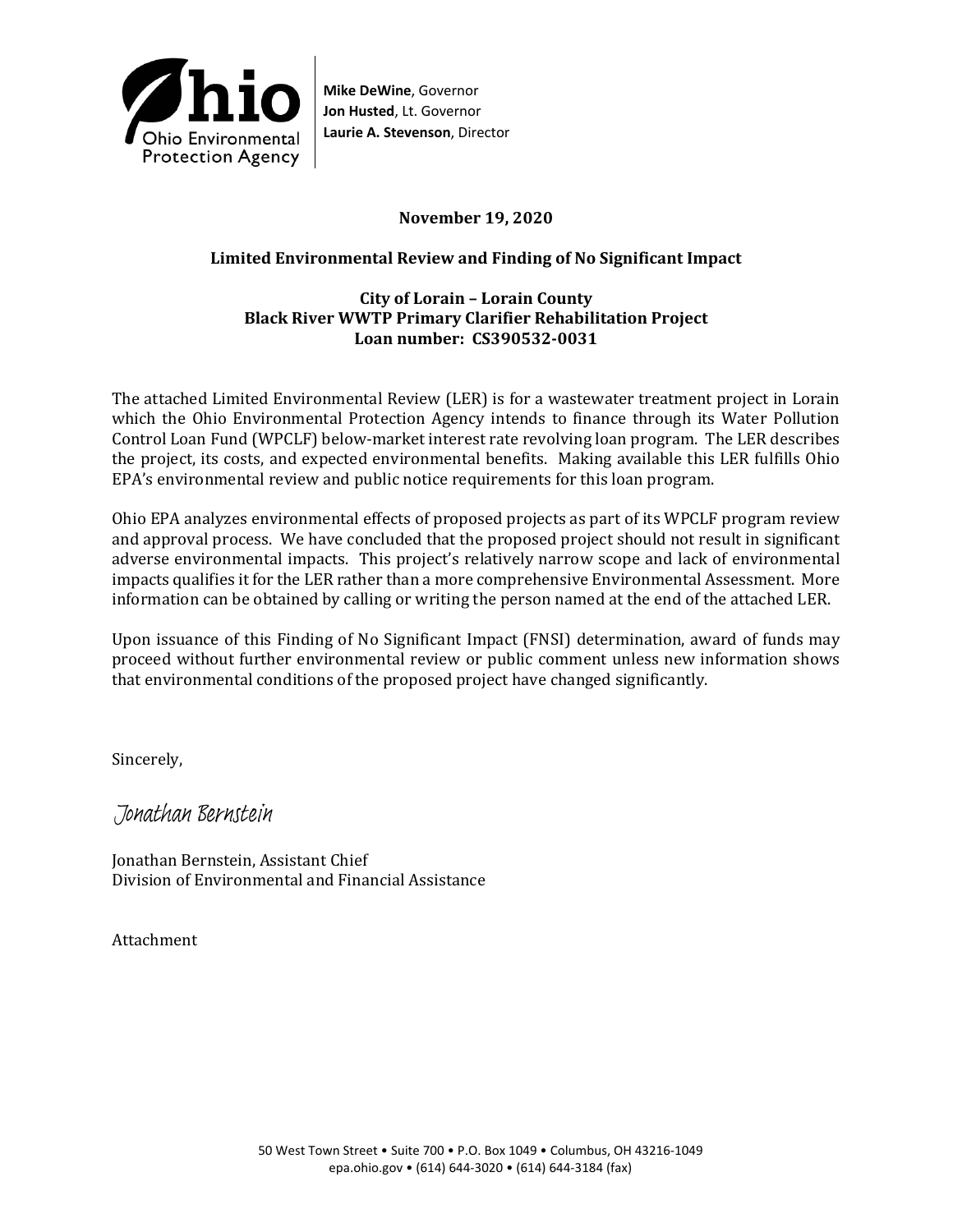Ohio Environmental Protection Agency

**Mike DeWine**, Governor
**Jon Husted**, Lt. Governor
**Laurie A. Stevenson**, Director

**November 19, 2020**

**Limited Environmental Review and Finding of No Significant Impact**

**City of Lorain – Lorain County**
**Black River WWTP Primary Clarifier Rehabilitation Project**
**Loan number: CS390532-0031**

The attached Limited Environmental Review (LER) is for a wastewater treatment project in Lorain which the Ohio Environmental Protection Agency intends to finance through its Water Pollution Control Loan Fund (WPCLF) below-market interest rate revolving loan program. The LER describes the project, its costs, and expected environmental benefits. Making available this LER fulfills Ohio EPA's environmental review and public notice requirements for this loan program.

Ohio EPA analyzes environmental effects of proposed projects as part of its WPCLF program review and approval process. We have concluded that the proposed project should not result in significant adverse environmental impacts. This project's relatively narrow scope and lack of environmental impacts qualifies it for the LER rather than a more comprehensive Environmental Assessment. More information can be obtained by calling or writing the person named at the end of the attached LER.

Upon issuance of this Finding of No Significant Impact (FNSI) determination, award of funds may proceed without further environmental review or public comment unless new information shows that environmental conditions of the proposed project have changed significantly.

Sincerely,

*Jonathan Bernstein*

Jonathan Bernstein, Assistant Chief
Division of Environmental and Financial Assistance

Attachment

50 West Town Street • Suite 700 • P.O. Box 1049 • Columbus, OH 43216-1049
epa.ohio.gov • (614) 644-3020 • (614) 644-3184 (fax)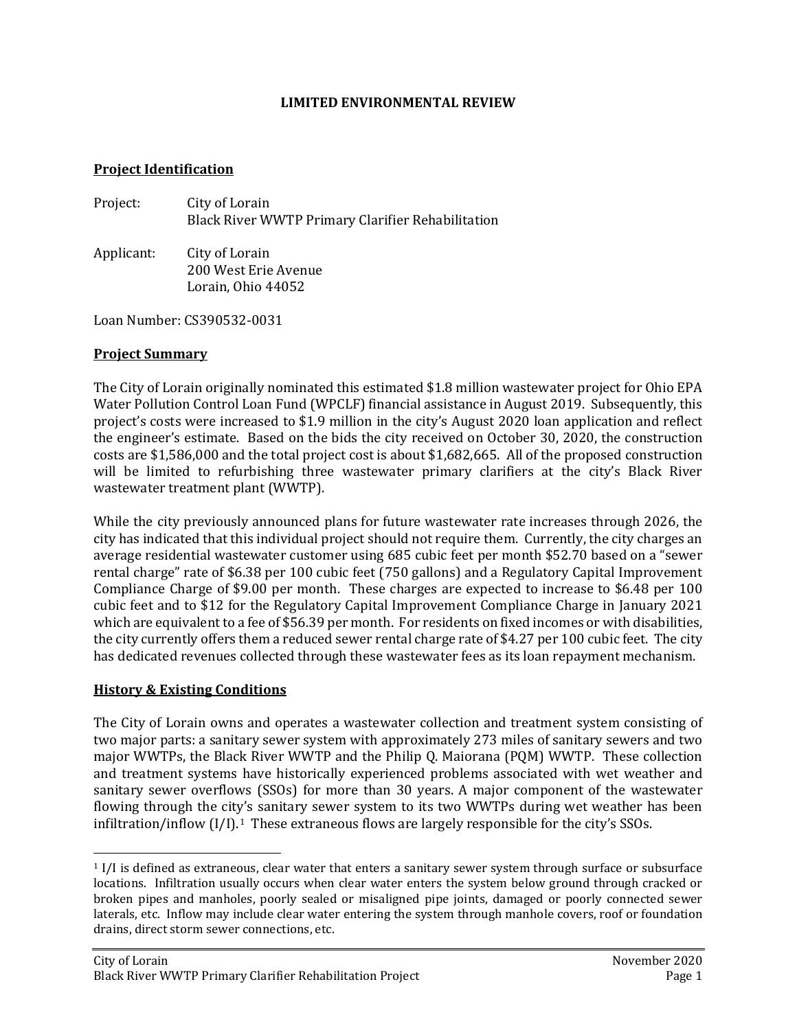# LIMITED ENVIRONMENTAL REVIEW

## Project Identification

Project: City of Lorain
Black River WWTP Primary Clarifier Rehabilitation

Applicant: City of Lorain
200 West Erie Avenue
Lorain, Ohio 44052

Loan Number: CS390532-0031

## Project Summary

The City of Lorain originally nominated this estimated $1.8 million wastewater project for Ohio EPA Water Pollution Control Loan Fund (WPCLF) financial assistance in August 2019. Subsequently, this project's costs were increased to $1.9 million in the city's August 2020 loan application and reflect the engineer's estimate. Based on the bids the city received on October 30, 2020, the construction costs are $1,586,000 and the total project cost is about $1,682,665. All of the proposed construction will be limited to refurbishing three wastewater primary clarifiers at the city's Black River wastewater treatment plant (WWTP).

While the city previously announced plans for future wastewater rate increases through 2026, the city has indicated that this individual project should not require them. Currently, the city charges an average residential wastewater customer using 685 cubic feet per month $52.70 based on a "sewer rental charge" rate of $6.38 per 100 cubic feet (750 gallons) and a Regulatory Capital Improvement Compliance Charge of $9.00 per month. These charges are expected to increase to $6.48 per 100 cubic feet and to $12 for the Regulatory Capital Improvement Compliance Charge in January 2021 which are equivalent to a fee of $56.39 per month. For residents on fixed incomes or with disabilities, the city currently offers them a reduced sewer rental charge rate of $4.27 per 100 cubic feet. The city has dedicated revenues collected through these wastewater fees as its loan repayment mechanism.

## History & Existing Conditions

The City of Lorain owns and operates a wastewater collection and treatment system consisting of two major parts: a sanitary sewer system with approximately 273 miles of sanitary sewers and two major WWTPs, the Black River WWTP and the Philip Q. Maiorana (PQM) WWTP. These collection and treatment systems have historically experienced problems associated with wet weather and sanitary sewer overflows (SSOs) for more than 30 years. A major component of the wastewater flowing through the city's sanitary sewer system to its two WWTPs during wet weather has been infiltration/inflow (I/I).[1] These extraneous flows are largely responsible for the city's SSOs.

---

[1] I/I is defined as extraneous, clear water that enters a sanitary sewer system through surface or subsurface locations. Infiltration usually occurs when clear water enters the system below ground through cracked or broken pipes and manholes, poorly sealed or misaligned pipe joints, damaged or poorly connected sewer laterals, etc. Inflow may include clear water entering the system through manhole covers, roof or foundation drains, direct storm sewer connections, etc.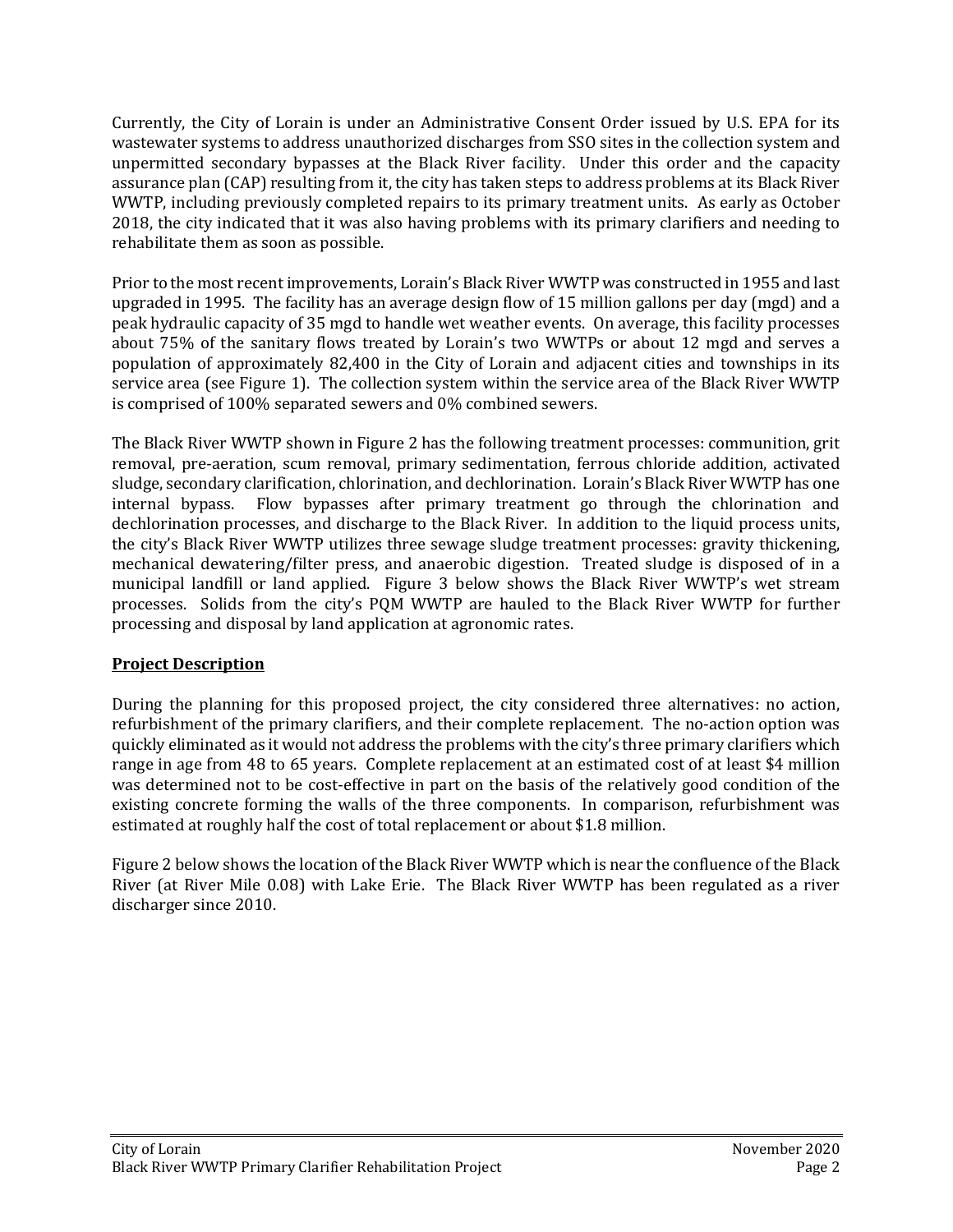Currently, the City of Lorain is under an Administrative Consent Order issued by U.S. EPA for its wastewater systems to address unauthorized discharges from SSO sites in the collection system and unpermitted secondary bypasses at the Black River facility. Under this order and the capacity assurance plan (CAP) resulting from it, the city has taken steps to address problems at its Black River WWTP, including previously completed repairs to its primary treatment units. As early as October 2018, the city indicated that it was also having problems with its primary clarifiers and needing to rehabilitate them as soon as possible.

Prior to the most recent improvements, Lorain's Black River WWTP was constructed in 1955 and last upgraded in 1995. The facility has an average design flow of 15 million gallons per day (mgd) and a peak hydraulic capacity of 35 mgd to handle wet weather events. On average, this facility processes about 75% of the sanitary flows treated by Lorain's two WWTPs or about 12 mgd and serves a population of approximately 82,400 in the City of Lorain and adjacent cities and townships in its service area (see Figure 1). The collection system within the service area of the Black River WWTP is comprised of 100% separated sewers and 0% combined sewers.

The Black River WWTP shown in Figure 2 has the following treatment processes: communition, grit removal, pre-aeration, scum removal, primary sedimentation, ferrous chloride addition, activated sludge, secondary clarification, chlorination, and dechlorination. Lorain's Black River WWTP has one internal bypass. Flow bypasses after primary treatment go through the chlorination and dechlorination processes, and discharge to the Black River. In addition to the liquid process units, the city's Black River WWTP utilizes three sewage sludge treatment processes: gravity thickening, mechanical dewatering/filter press, and anaerobic digestion. Treated sludge is disposed of in a municipal landfill or land applied. Figure 3 below shows the Black River WWTP's wet stream processes. Solids from the city's PQM WWTP are hauled to the Black River WWTP for further processing and disposal by land application at agronomic rates.

## **Project Description**

During the planning for this proposed project, the city considered three alternatives: no action, refurbishment of the primary clarifiers, and their complete replacement. The no-action option was quickly eliminated as it would not address the problems with the city's three primary clarifiers which range in age from 48 to 65 years. Complete replacement at an estimated cost of at least $4 million was determined not to be cost-effective in part on the basis of the relatively good condition of the existing concrete forming the walls of the three components. In comparison, refurbishment was estimated at roughly half the cost of total replacement or about $1.8 million.

Figure 2 below shows the location of the Black River WWTP which is near the confluence of the Black River (at River Mile 0.08) with Lake Erie. The Black River WWTP has been regulated as a river discharger since 2010.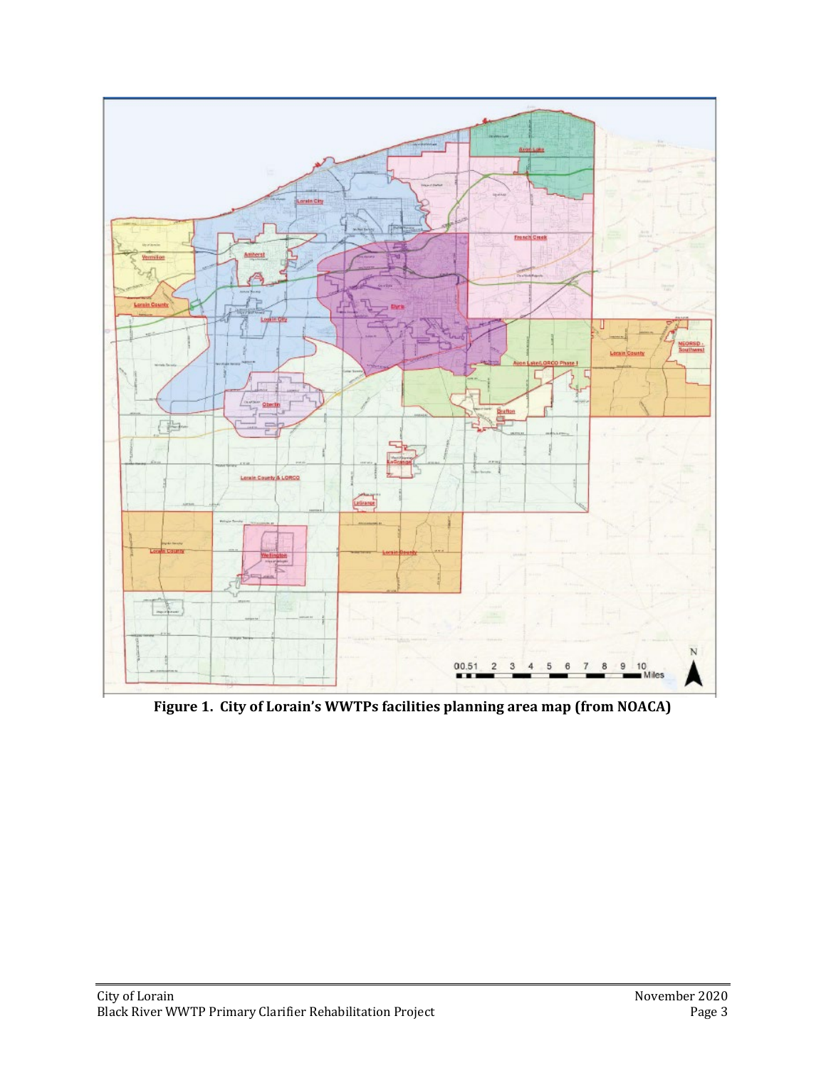**Figure 1. City of Lorain's WWTPs facilities planning area map (from NOACA)**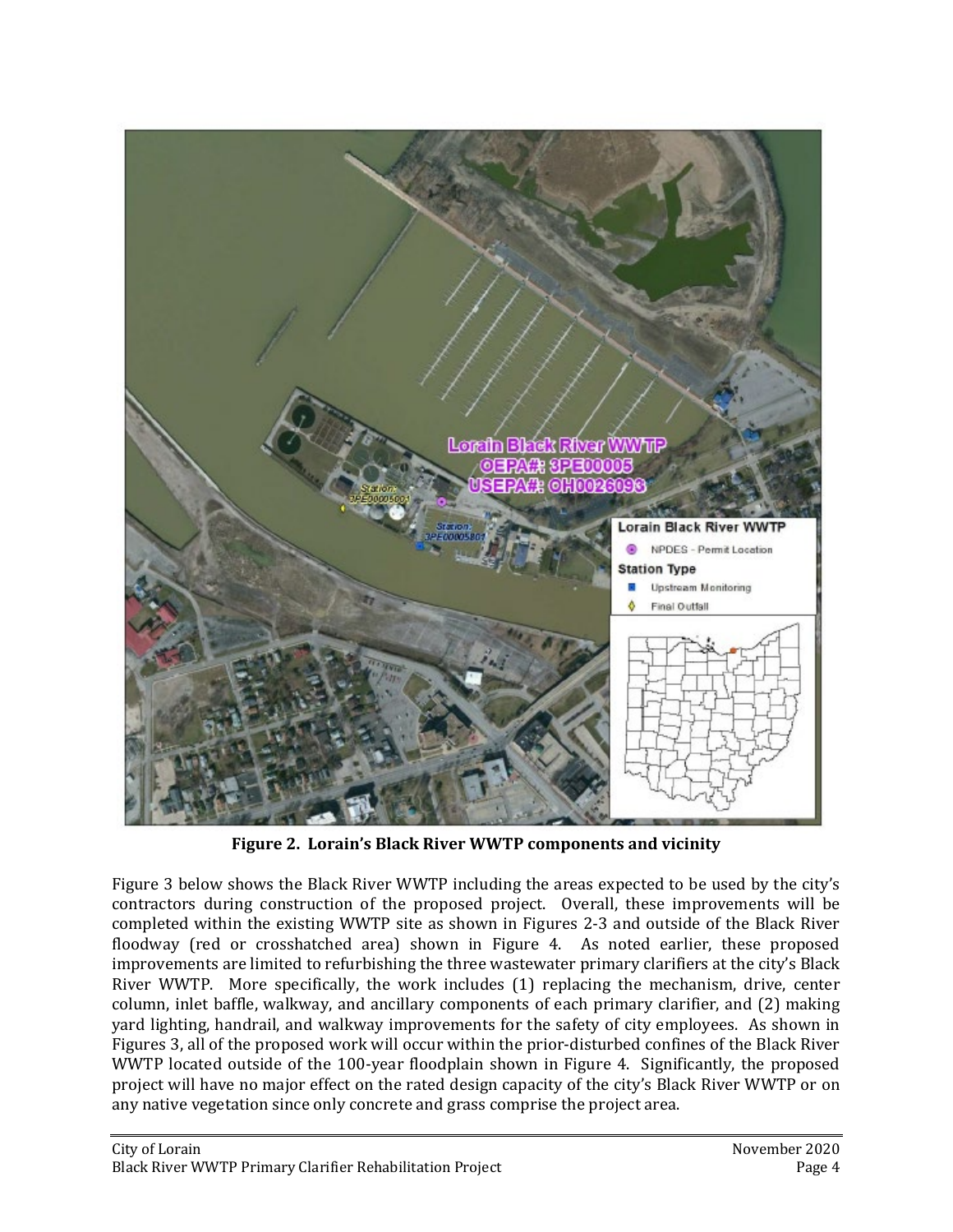**Figure 2. Lorain's Black River WWTP components and vicinity**

Figure 3 below shows the Black River WWTP including the areas expected to be used by the city's contractors during construction of the proposed project. Overall, these improvements will be completed within the existing WWTP site as shown in Figures 2-3 and outside of the Black River floodway (red or crosshatched area) shown in Figure 4. As noted earlier, these proposed improvements are limited to refurbishing the three wastewater primary clarifiers at the city's Black River WWTP. More specifically, the work includes (1) replacing the mechanism, drive, center column, inlet baffle, walkway, and ancillary components of each primary clarifier, and (2) making yard lighting, handrail, and walkway improvements for the safety of city employees. As shown in Figures 3, all of the proposed work will occur within the prior-disturbed confines of the Black River WWTP located outside of the 100-year floodplain shown in Figure 4. Significantly, the proposed project will have no major effect on the rated design capacity of the city's Black River WWTP or on any native vegetation since only concrete and grass comprise the project area.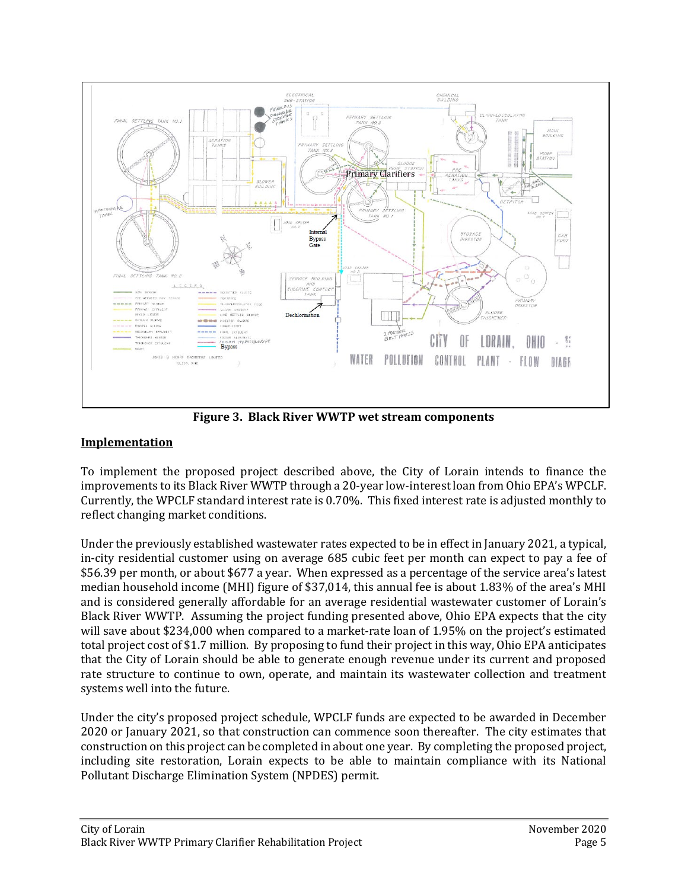**Figure 3. Black River WWTP wet stream components**

## Implementation

To implement the proposed project described above, the City of Lorain intends to finance the improvements to its Black River WWTP through a 20-year low-interest loan from Ohio EPA's WPCLF. Currently, the WPCLF standard interest rate is 0.70%. This fixed interest rate is adjusted monthly to reflect changing market conditions.

Under the previously established wastewater rates expected to be in effect in January 2021, a typical, in-city residential customer using on average 685 cubic feet per month can expect to pay a fee of $56.39 per month, or about $677 a year. When expressed as a percentage of the service area's latest median household income (MHI) figure of $37,014, this annual fee is about 1.83% of the area's MHI and is considered generally affordable for an average residential wastewater customer of Lorain's Black River WWTP. Assuming the project funding presented above, Ohio EPA expects that the city will save about $234,000 when compared to a market-rate loan of 1.95% on the project's estimated total project cost of $1.7 million. By proposing to fund their project in this way, Ohio EPA anticipates that the City of Lorain should be able to generate enough revenue under its current and proposed rate structure to continue to own, operate, and maintain its wastewater collection and treatment systems well into the future.

Under the city's proposed project schedule, WPCLF funds are expected to be awarded in December 2020 or January 2021, so that construction can commence soon thereafter. The city estimates that construction on this project can be completed in about one year. By completing the proposed project, including site restoration, Lorain expects to be able to maintain compliance with its National Pollutant Discharge Elimination System (NPDES) permit.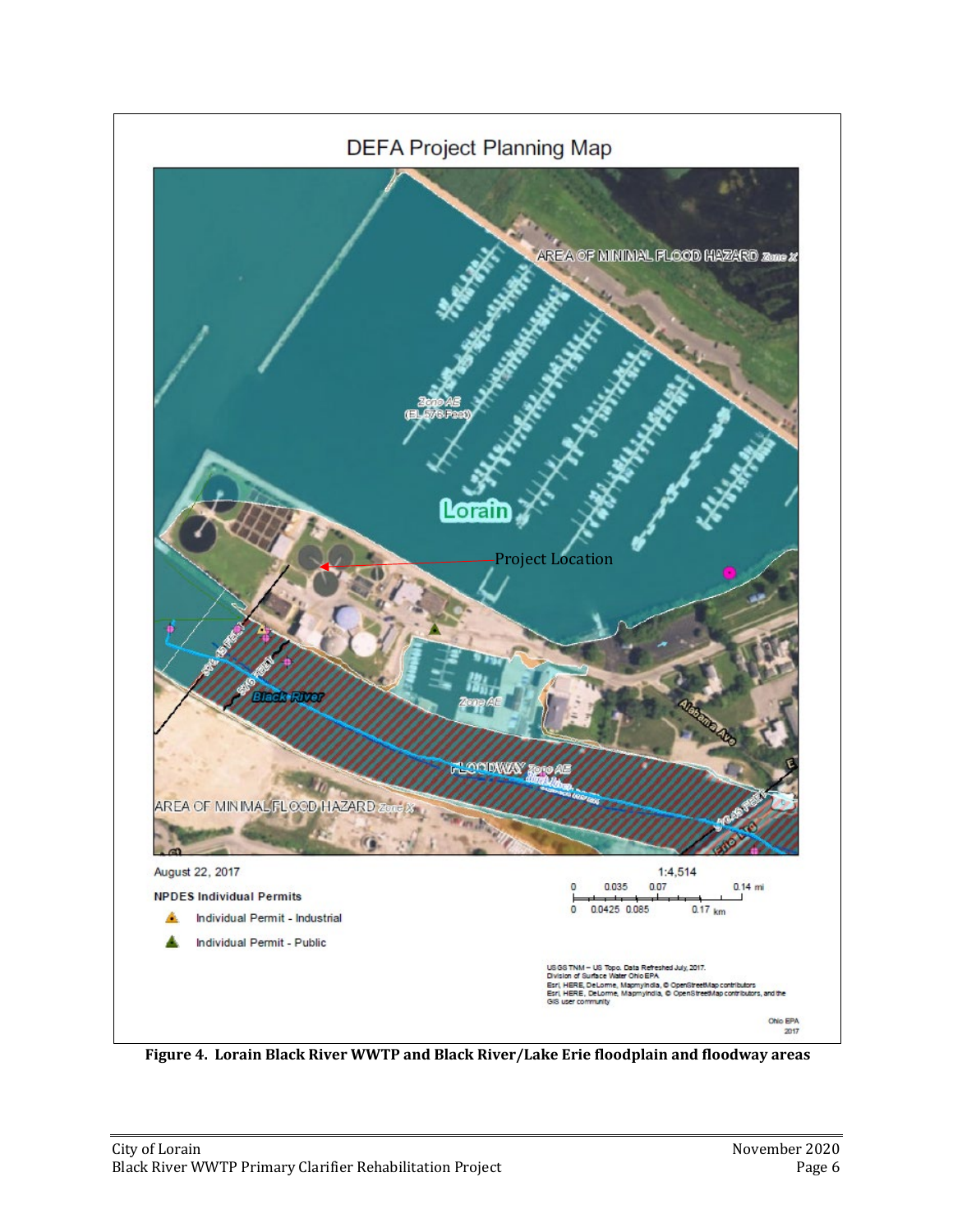DEFA Project Planning Map

AREA OF MINIMAL FLOOD HAZARD Zone X

Zone AE (EL 576 Feet)

Lorain

Project Location

Black River

FLOODWAY Zone AE

Zone AE

Alabama Ave

AREA OF MINIMAL FLOOD HAZARD Zone X

August 22, 2017

1:4,514

0 0.035 0.07 0.14 mi

0 0.0425 0.085 0.17 km

NPDES Individual Permits

- Individual Permit - Industrial
- Individual Permit - Public

USGS TNM – US Topo. Data Refreshed July, 2017.
Division of Surface Water Ohio EPA
Esri, HERE, DeLorme, MapmyIndia, © OpenStreetMap contributors
Esri, HERE, DeLorme, MapmyIndia, © OpenStreetMap contributors, and the GIS user community

Ohio EPA
2017

**Figure 4. Lorain Black River WWTP and Black River/Lake Erie floodplain and floodway areas**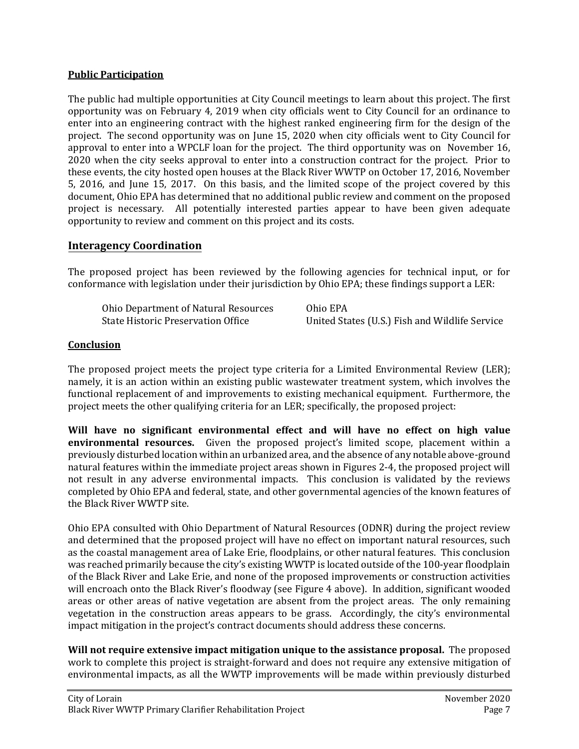**Public Participation**

The public had multiple opportunities at City Council meetings to learn about this project. The first opportunity was on February 4, 2019 when city officials went to City Council for an ordinance to enter into an engineering contract with the highest ranked engineering firm for the design of the project. The second opportunity was on June 15, 2020 when city officials went to City Council for approval to enter into a WPCLF loan for the project. The third opportunity was on November 16, 2020 when the city seeks approval to enter into a construction contract for the project. Prior to these events, the city hosted open houses at the Black River WWTP on October 17, 2016, November 5, 2016, and June 15, 2017. On this basis, and the limited scope of the project covered by this document, Ohio EPA has determined that no additional public review and comment on the proposed project is necessary. All potentially interested parties appear to have been given adequate opportunity to review and comment on this project and its costs.

## Interagency Coordination

The proposed project has been reviewed by the following agencies for technical input, or for conformance with legislation under their jurisdiction by Ohio EPA; these findings support a LER:

| | |
|---|---|
| Ohio Department of Natural Resources | Ohio EPA |
| State Historic Preservation Office | United States (U.S.) Fish and Wildlife Service |

**Conclusion**

The proposed project meets the project type criteria for a Limited Environmental Review (LER); namely, it is an action within an existing public wastewater treatment system, which involves the functional replacement of and improvements to existing mechanical equipment. Furthermore, the project meets the other qualifying criteria for an LER; specifically, the proposed project:

**Will have no significant environmental effect and will have no effect on high value environmental resources.** Given the proposed project's limited scope, placement within a previously disturbed location within an urbanized area, and the absence of any notable above-ground natural features within the immediate project areas shown in Figures 2-4, the proposed project will not result in any adverse environmental impacts. This conclusion is validated by the reviews completed by Ohio EPA and federal, state, and other governmental agencies of the known features of the Black River WWTP site.

Ohio EPA consulted with Ohio Department of Natural Resources (ODNR) during the project review and determined that the proposed project will have no effect on important natural resources, such as the coastal management area of Lake Erie, floodplains, or other natural features. This conclusion was reached primarily because the city's existing WWTP is located outside of the 100-year floodplain of the Black River and Lake Erie, and none of the proposed improvements or construction activities will encroach onto the Black River's floodway (see Figure 4 above). In addition, significant wooded areas or other areas of native vegetation are absent from the project areas. The only remaining vegetation in the construction areas appears to be grass. Accordingly, the city's environmental impact mitigation in the project's contract documents should address these concerns.

**Will not require extensive impact mitigation unique to the assistance proposal.** The proposed work to complete this project is straight-forward and does not require any extensive mitigation of environmental impacts, as all the WWTP improvements will be made within previously disturbed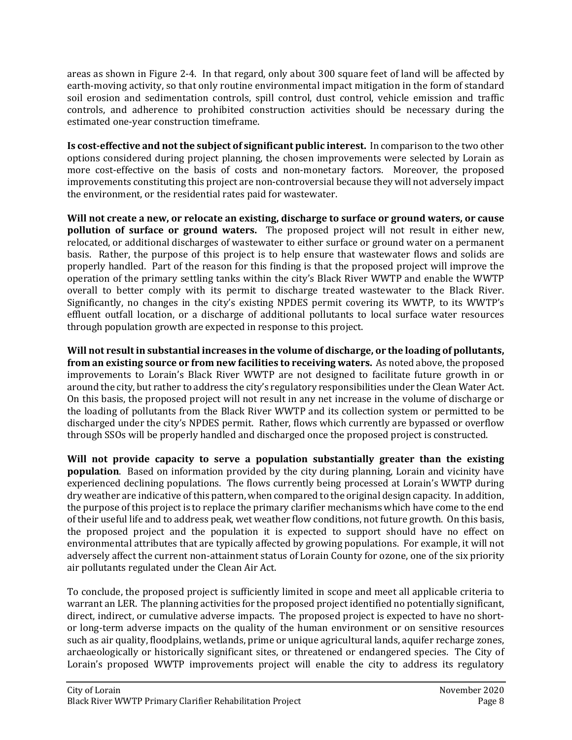areas as shown in Figure 2-4. In that regard, only about 300 square feet of land will be affected by earth-moving activity, so that only routine environmental impact mitigation in the form of standard soil erosion and sedimentation controls, spill control, dust control, vehicle emission and traffic controls, and adherence to prohibited construction activities should be necessary during the estimated one-year construction timeframe.

**Is cost-effective and not the subject of significant public interest.** In comparison to the two other options considered during project planning, the chosen improvements were selected by Lorain as more cost-effective on the basis of costs and non-monetary factors. Moreover, the proposed improvements constituting this project are non-controversial because they will not adversely impact the environment, or the residential rates paid for wastewater.

**Will not create a new, or relocate an existing, discharge to surface or ground waters, or cause pollution of surface or ground waters.** The proposed project will not result in either new, relocated, or additional discharges of wastewater to either surface or ground water on a permanent basis. Rather, the purpose of this project is to help ensure that wastewater flows and solids are properly handled. Part of the reason for this finding is that the proposed project will improve the operation of the primary settling tanks within the city's Black River WWTP and enable the WWTP overall to better comply with its permit to discharge treated wastewater to the Black River. Significantly, no changes in the city's existing NPDES permit covering its WWTP, to its WWTP's effluent outfall location, or a discharge of additional pollutants to local surface water resources through population growth are expected in response to this project.

**Will not result in substantial increases in the volume of discharge, or the loading of pollutants, from an existing source or from new facilities to receiving waters.** As noted above, the proposed improvements to Lorain's Black River WWTP are not designed to facilitate future growth in or around the city, but rather to address the city's regulatory responsibilities under the Clean Water Act. On this basis, the proposed project will not result in any net increase in the volume of discharge or the loading of pollutants from the Black River WWTP and its collection system or permitted to be discharged under the city's NPDES permit. Rather, flows which currently are bypassed or overflow through SSOs will be properly handled and discharged once the proposed project is constructed.

**Will not provide capacity to serve a population substantially greater than the existing population**. Based on information provided by the city during planning, Lorain and vicinity have experienced declining populations. The flows currently being processed at Lorain's WWTP during dry weather are indicative of this pattern, when compared to the original design capacity. In addition, the purpose of this project is to replace the primary clarifier mechanisms which have come to the end of their useful life and to address peak, wet weather flow conditions, not future growth. On this basis, the proposed project and the population it is expected to support should have no effect on environmental attributes that are typically affected by growing populations. For example, it will not adversely affect the current non-attainment status of Lorain County for ozone, one of the six priority air pollutants regulated under the Clean Air Act.

To conclude, the proposed project is sufficiently limited in scope and meet all applicable criteria to warrant an LER. The planning activities for the proposed project identified no potentially significant, direct, indirect, or cumulative adverse impacts. The proposed project is expected to have no short- or long-term adverse impacts on the quality of the human environment or on sensitive resources such as air quality, floodplains, wetlands, prime or unique agricultural lands, aquifer recharge zones, archaeologically or historically significant sites, or threatened or endangered species. The City of Lorain's proposed WWTP improvements project will enable the city to address its regulatory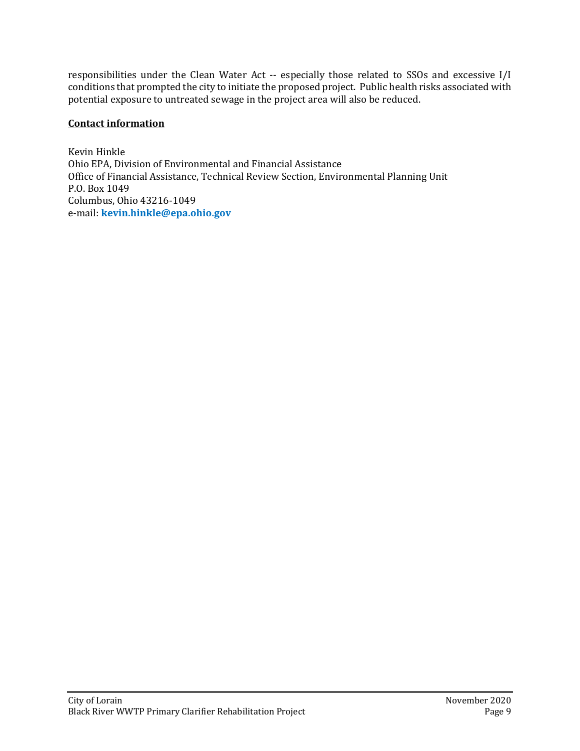responsibilities under the Clean Water Act -- especially those related to SSOs and excessive I/I conditions that prompted the city to initiate the proposed project. Public health risks associated with potential exposure to untreated sewage in the project area will also be reduced.

**Contact information**

Kevin Hinkle
Ohio EPA, Division of Environmental and Financial Assistance
Office of Financial Assistance, Technical Review Section, Environmental Planning Unit
P.O. Box 1049
Columbus, Ohio 43216-1049
e-mail: **kevin.hinkle@epa.ohio.gov**